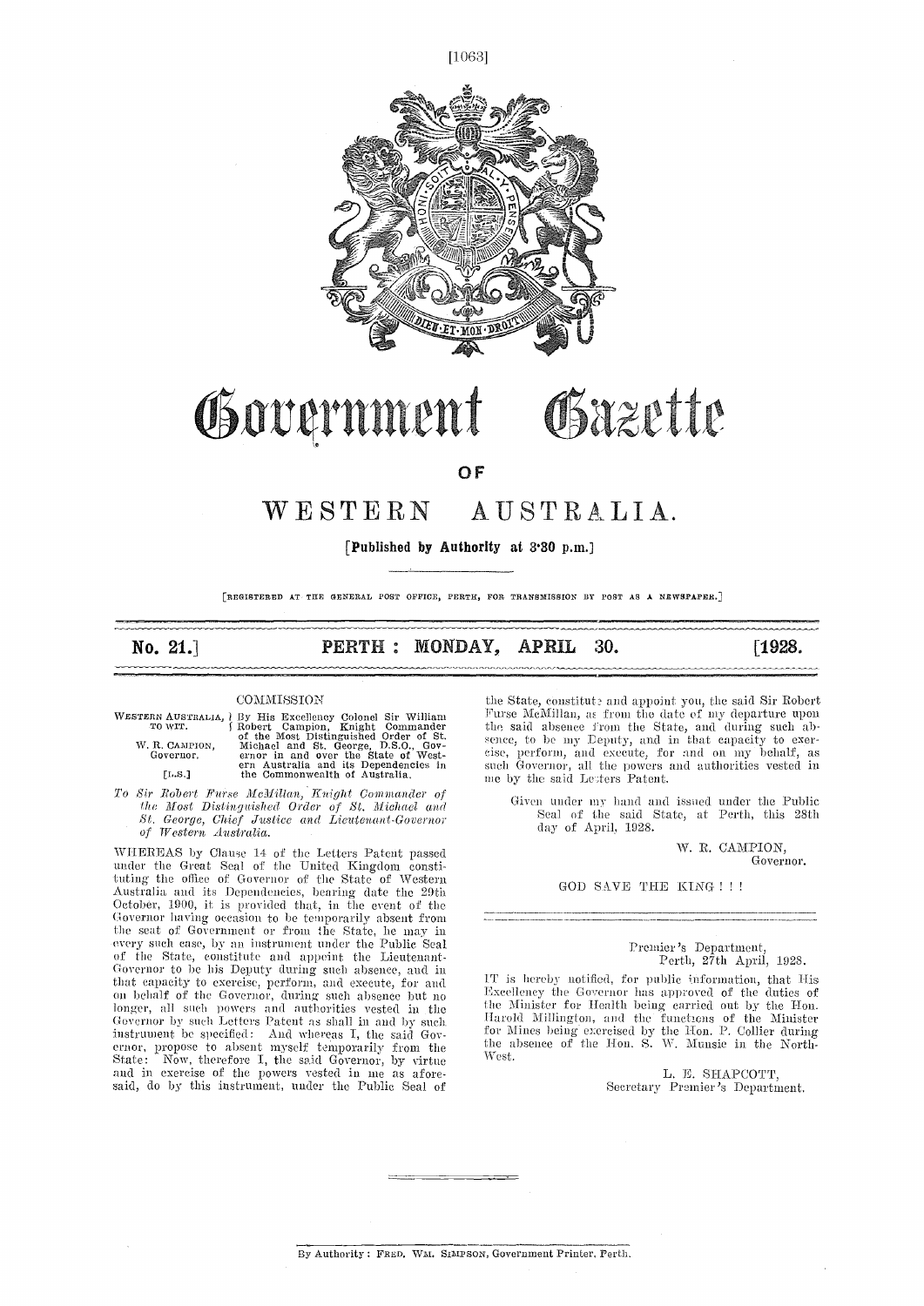# Government Gazette

OF

# WESTERN AUSTRALIA.

**[Published by Authority at 3·30 p.m.]**

[REGISTERED AT THE GENERAL POST OFFICE, PERTH, FOR TRANSMISSION BY POST AS A NEWSPAPER.]

**No. 21.] PERTH : MONDAY, APRIL 30. [1928.**

## COMMISSION

WESTERN AUSTRALIA, TO WIT.
W. R. CAMPION, Governor.
[L.S.]

By His Excellency Colonel Sir William Robert Campion, Knight Commander of the Most Distinguished Order of St. Michael and St. George, D.S.O., Governor in and over the State of Western Australia and its Dependencies in the Commonwealth of Australia.

*To Sir Robert Furse McMillan, Knight Commander of the Most Distinguished Order of St. Michael and St. George, Chief Justice and Lieutenant-Governor of Western Australia.*

WHEREAS by Clause 14 of the Letters Patent passed under the Great Seal of the United Kingdom constituting the office of Governor of the State of Western Australia and its Dependencies, bearing date the 29th October, 1900, it is provided that, in the event of the Governor having occasion to be temporarily absent from the seat of Government or from the State, he may in every such case, by an instrument under the Public Seal of the State, constitute and appoint the Lieutenant-Governor to be his Deputy during such absence, and in that capacity to exercise, perform, and execute, for and on behalf of the Governor, during such absence but no longer, all such powers and authorities vested in the Governor by such Letters Patent as shall in and by such instrument be specified: And whereas I, the said Governor, propose to absent myself temporarily from the State: Now, therefore I, the said Governor, by virtue and in exercise of the powers vested in me as aforesaid, do by this instrument, under the Public Seal of the State, constitute and appoint you, the said Sir Robert Furse McMillan, as from the date of my departure upon the said absence from the State, and during such absence, to be my Deputy, and in that capacity to exercise, perform, and execute, for and on my behalf, as such Governor, all the powers and authorities vested in me by the said Letters Patent.

Given under my hand and issued under the Public Seal of the said State, at Perth, this 28th day of April, 1928.

W. R. CAMPION,
Governor.

GOD SAVE THE KING ! ! !

---

Premier's Department,
Perth, 27th April, 1928.

IT is hereby notified, for public information, that His Excellency the Governor has approved of the duties of the Minister for Health being carried out by the Hon. Harold Millington, and the functions of the Minister for Mines being exercised by the Hon. P. Collier during the absence of the Hon. S. W. Munsie in the North-West.

L. E. SHAPCOTT,
Secretary Premier's Department.

---

By Authority: FRED. WM. SIMPSON, Government Printer, Perth.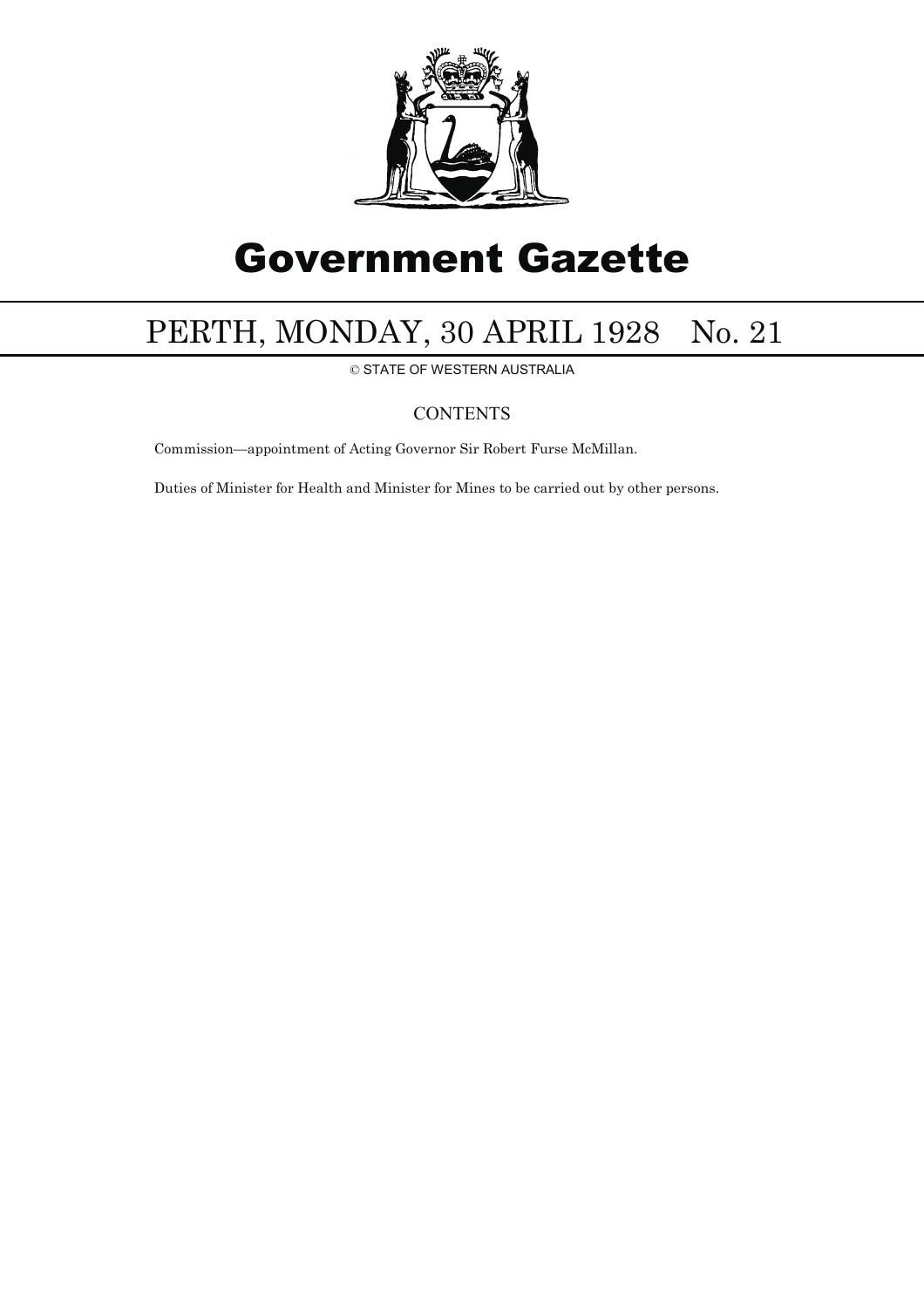# Government Gazette

## PERTH, MONDAY, 30 APRIL 1928 No. 21

© STATE OF WESTERN AUSTRALIA

CONTENTS

Commission—appointment of Acting Governor Sir Robert Furse McMillan.

Duties of Minister for Health and Minister for Mines to be carried out by other persons.